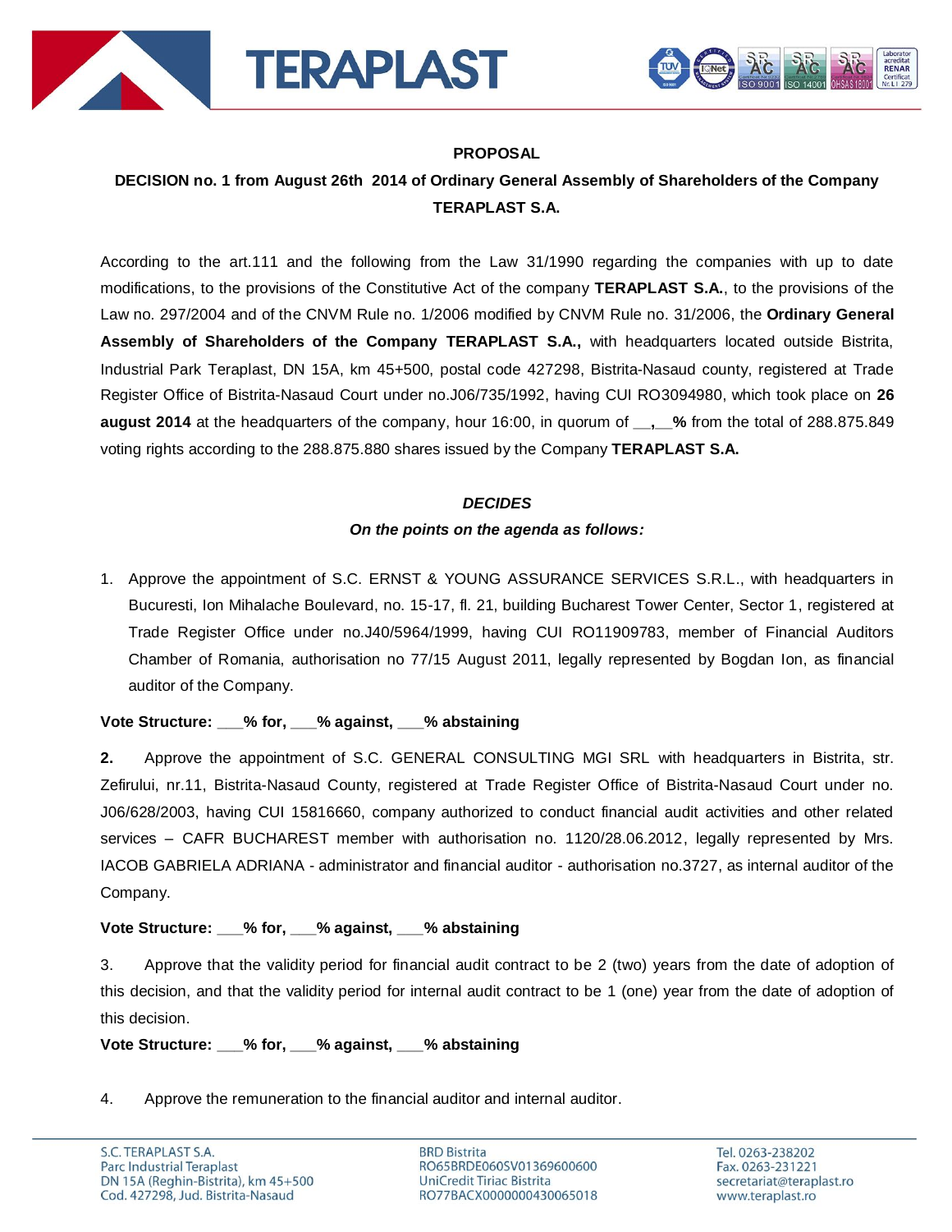**PROPOSAL**

**DECISION no. 1 from August 26th 2014 of Ordinary General Assembly of Shareholders of the Company TERAPLAST S.A.**

According to the art.111 and the following from the Law 31/1990 regarding the companies with up to date modifications, to the provisions of the Constitutive Act of the company **TERAPLAST S.A.**, to the provisions of the Law no. 297/2004 and of the CNVM Rule no. 1/2006 modified by CNVM Rule no. 31/2006, the **Ordinary General Assembly of Shareholders of the Company TERAPLAST S.A.,** with headquarters located outside Bistrita, Industrial Park Teraplast, DN 15A, km 45+500, postal code 427298, Bistrita-Nasaud county, registered at Trade Register Office of Bistrita-Nasaud Court under no.J06/735/1992, having CUI RO3094980, which took place on **26 august 2014** at the headquarters of the company, hour 16:00, in quorum of **__,__%** from the total of 288.875.849 voting rights according to the 288.875.880 shares issued by the Company **TERAPLAST S.A.**

***DECIDES***

***On the points on the agenda as follows:***

1. Approve the appointment of S.C. ERNST & YOUNG ASSURANCE SERVICES S.R.L., with headquarters in Bucuresti, Ion Mihalache Boulevard, no. 15-17, fl. 21, building Bucharest Tower Center, Sector 1, registered at Trade Register Office under no.J40/5964/1999, having CUI RO11909783, member of Financial Auditors Chamber of Romania, authorisation no 77/15 August 2011, legally represented by Bogdan Ion, as financial auditor of the Company.

**Vote Structure: ___% for, ___% against, ___% abstaining**

**2.** Approve the appointment of S.C. GENERAL CONSULTING MGI SRL with headquarters in Bistrita, str. Zefirului, nr.11, Bistrita-Nasaud County, registered at Trade Register Office of Bistrita-Nasaud Court under no. J06/628/2003, having CUI 15816660, company authorized to conduct financial audit activities and other related services – CAFR BUCHAREST member with authorisation no. 1120/28.06.2012, legally represented by Mrs. IACOB GABRIELA ADRIANA - administrator and financial auditor - authorisation no.3727, as internal auditor of the Company.

**Vote Structure: ___% for, ___% against, ___% abstaining**

3. Approve that the validity period for financial audit contract to be 2 (two) years from the date of adoption of this decision, and that the validity period for internal audit contract to be 1 (one) year from the date of adoption of this decision.

**Vote Structure: ___% for, ___% against, ___% abstaining**

4. Approve the remuneration to the financial auditor and internal auditor.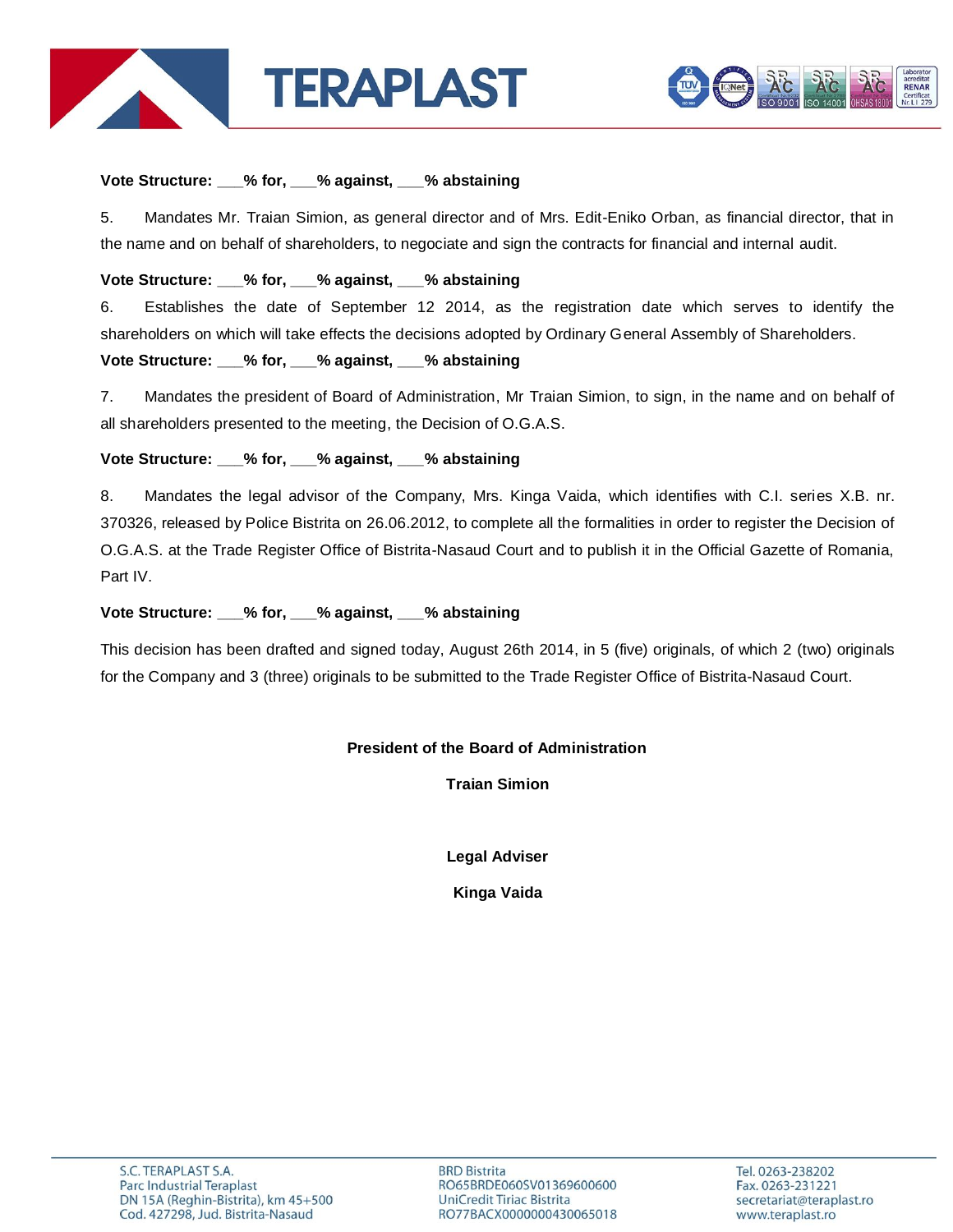**Vote Structure: \_\_\_% for, \_\_\_% against, \_\_\_% abstaining**

5. Mandates Mr. Traian Simion, as general director and of Mrs. Edit-Eniko Orban, as financial director, that in the name and on behalf of shareholders, to negociate and sign the contracts for financial and internal audit.

**Vote Structure: \_\_\_% for, \_\_\_% against, \_\_\_% abstaining**

6. Establishes the date of September 12 2014, as the registration date which serves to identify the shareholders on which will take effects the decisions adopted by Ordinary General Assembly of Shareholders.

**Vote Structure: \_\_\_% for, \_\_\_% against, \_\_\_% abstaining**

7. Mandates the president of Board of Administration, Mr Traian Simion, to sign, in the name and on behalf of all shareholders presented to the meeting, the Decision of O.G.A.S.

**Vote Structure: \_\_\_% for, \_\_\_% against, \_\_\_% abstaining**

8. Mandates the legal advisor of the Company, Mrs. Kinga Vaida, which identifies with C.I. series X.B. nr. 370326, released by Police Bistrita on 26.06.2012, to complete all the formalities in order to register the Decision of O.G.A.S. at the Trade Register Office of Bistrita-Nasaud Court and to publish it in the Official Gazette of Romania, Part IV.

**Vote Structure: \_\_\_% for, \_\_\_% against, \_\_\_% abstaining**

This decision has been drafted and signed today, August 26th 2014, in 5 (five) originals, of which 2 (two) originals for the Company and 3 (three) originals to be submitted to the Trade Register Office of Bistrita-Nasaud Court.

**President of the Board of Administration**

**Traian Simion**

**Legal Adviser**

**Kinga Vaida**